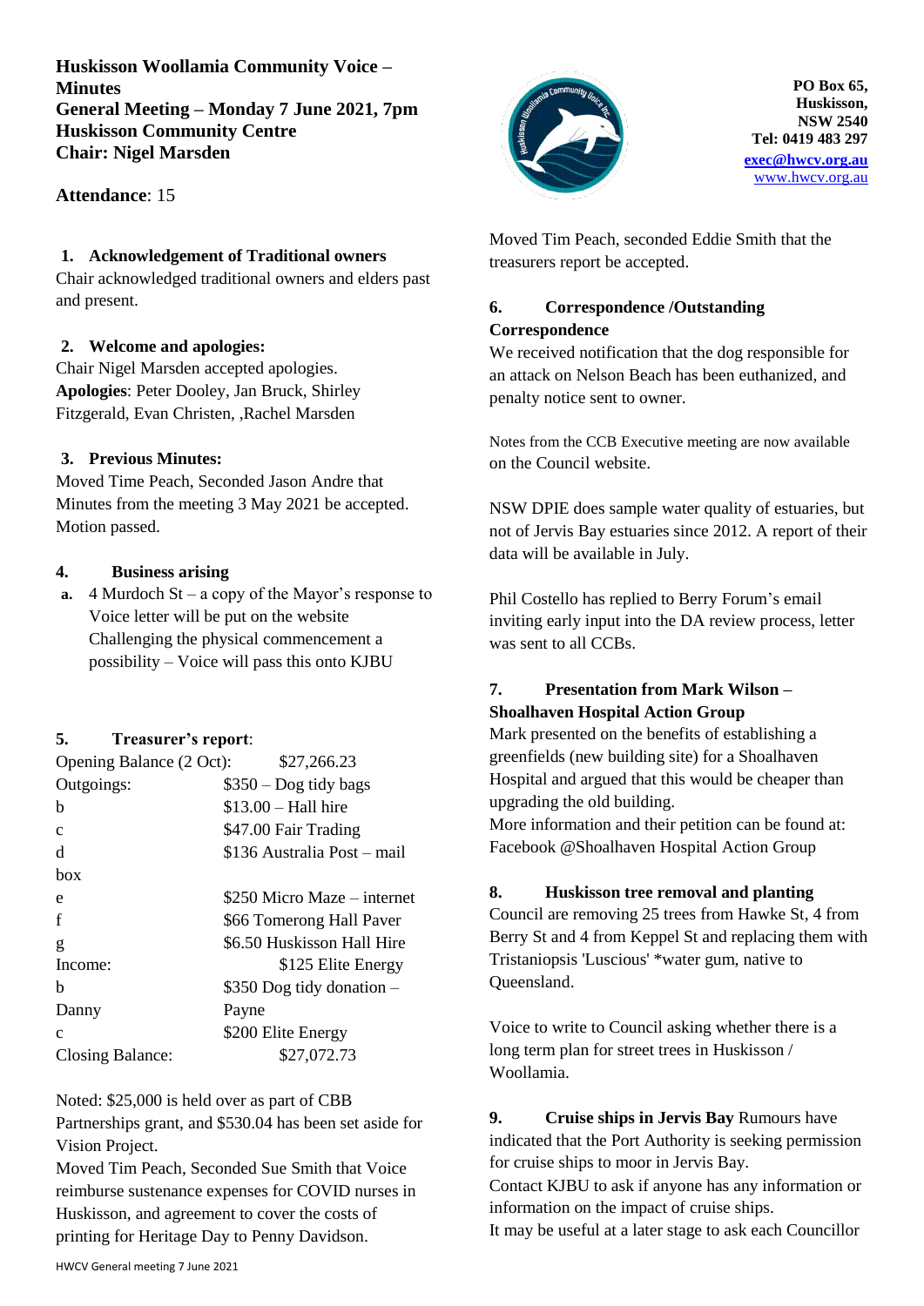# Huskisson Woollamia Community Voice – Minutes
## General Meeting – Monday 7 June 2021, 7pm
## Huskisson Community Centre
## Chair: Nigel Marsden

**PO Box 65, Huskisson, NSW 2540**
**Tel: 0419 483 297**
**exec@hwcv.org.au**
www.hwcv.org.au

**Attendance**: 15

### 1. Acknowledgement of Traditional owners

Chair acknowledged traditional owners and elders past and present.

### 2. Welcome and apologies:

Chair Nigel Marsden accepted apologies.
**Apologies**: Peter Dooley, Jan Bruck, Shirley Fitzgerald, Evan Christen, ,Rachel Marsden

### 3. Previous Minutes:

Moved Time Peach, Seconded Jason Andre that Minutes from the meeting 3 May 2021 be accepted. Motion passed.

### 4. Business arising

a. 4 Murdoch St – a copy of the Mayor's response to Voice letter will be put on the website
Challenging the physical commencement a possibility – Voice will pass this onto KJBU

### 5. Treasurer's report:

| | |
|---|---|
| Opening Balance (2 Oct): | $27,266.23 |
| Outgoings: | $350 – Dog tidy bags |
| b | $13.00 – Hall hire |
| c | $47.00 Fair Trading |
| d | $136 Australia Post – mail box |
| e | $250 Micro Maze – internet |
| f | $66 Tomerong Hall Paver |
| g | $6.50 Huskisson Hall Hire |
| Income: | $125 Elite Energy |
| b | $350 Dog tidy donation – Danny Payne |
| c | $200 Elite Energy |
| Closing Balance: | $27,072.73 |

Noted: $25,000 is held over as part of CBB Partnerships grant, and $530.04 has been set aside for Vision Project.
Moved Tim Peach, Seconded Sue Smith that Voice reimburse sustenance expenses for COVID nurses in Huskisson, and agreement to cover the costs of printing for Heritage Day to Penny Davidson.

Moved Tim Peach, seconded Eddie Smith that the treasurers report be accepted.

### 6. Correspondence /Outstanding Correspondence

We received notification that the dog responsible for an attack on Nelson Beach has been euthanized, and penalty notice sent to owner.

Notes from the CCB Executive meeting are now available on the Council website.

NSW DPIE does sample water quality of estuaries, but not of Jervis Bay estuaries since 2012. A report of their data will be available in July.

Phil Costello has replied to Berry Forum's email inviting early input into the DA review process, letter was sent to all CCBs.

### 7. Presentation from Mark Wilson – Shoalhaven Hospital Action Group

Mark presented on the benefits of establishing a greenfields (new building site) for a Shoalhaven Hospital and argued that this would be cheaper than upgrading the old building.
More information and their petition can be found at: Facebook @Shoalhaven Hospital Action Group

### 8. Huskisson tree removal and planting

Council are removing 25 trees from Hawke St, 4 from Berry St and 4 from Keppel St and replacing them with Tristaniopsis 'Luscious' *water gum, native to Queensland.

Voice to write to Council asking whether there is a long term plan for street trees in Huskisson / Woollamia.

### 9. Cruise ships in Jervis Bay

Rumours have indicated that the Port Authority is seeking permission for cruise ships to moor in Jervis Bay.
Contact KJBU to ask if anyone has any information or information on the impact of cruise ships.
It may be useful at a later stage to ask each Councillor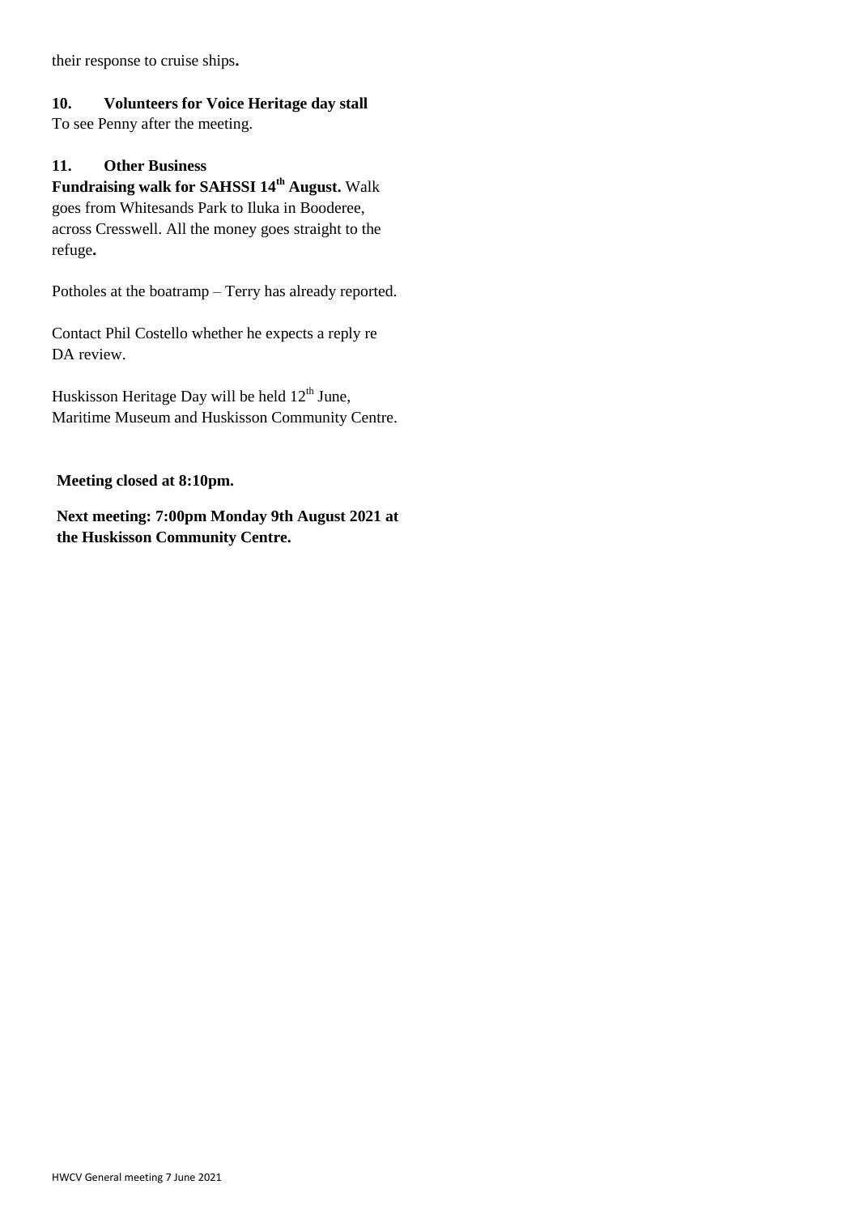their response to cruise ships**.**

### 10. Volunteers for Voice Heritage day stall

To see Penny after the meeting.

### 11. Other Business

**Fundraising walk for SAHSSI 14th August.** Walk goes from Whitesands Park to Iluka in Booderee, across Cresswell. All the money goes straight to the refuge**.**

Potholes at the boatramp – Terry has already reported.

Contact Phil Costello whether he expects a reply re DA review.

Huskisson Heritage Day will be held 12th June, Maritime Museum and Huskisson Community Centre.

**Meeting closed at 8:10pm.**

**Next meeting: 7:00pm Monday 9th August 2021 at the Huskisson Community Centre.**